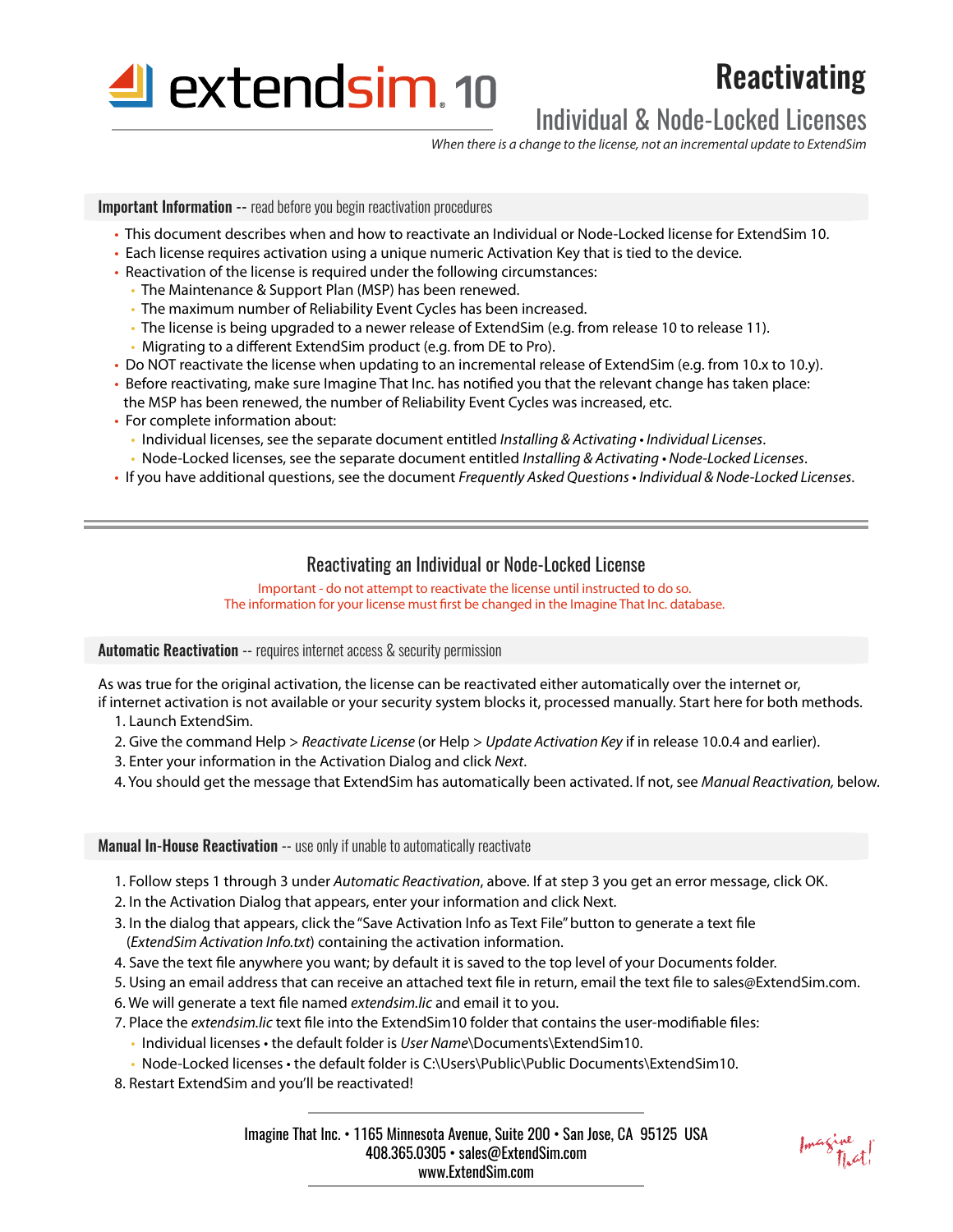# extendsim 10

# Reactivating

## Individual & Node-Locked Licenses

*When there is a change to the license, not an incremental update to ExtendSim*

**Important Information** -- read before you begin reactivation procedures

- This document describes when and how to reactivate an Individual or Node-Locked license for ExtendSim 10.
- Each license requires activation using a unique numeric Activation Key that is tied to the device.
- Reactivation of the license is required under the following circumstances:
  - The Maintenance & Support Plan (MSP) has been renewed.
  - The maximum number of Reliability Event Cycles has been increased.
  - The license is being upgraded to a newer release of ExtendSim (e.g. from release 10 to release 11).
  - Migrating to a different ExtendSim product (e.g. from DE to Pro).
- Do NOT reactivate the license when updating to an incremental release of ExtendSim (e.g. from 10.x to 10.y).
- Before reactivating, make sure Imagine That Inc. has notified you that the relevant change has taken place: the MSP has been renewed, the number of Reliability Event Cycles was increased, etc.
- For complete information about:
  - Individual licenses, see the separate document entitled *Installing & Activating • Individual Licenses*.
  - Node-Locked licenses, see the separate document entitled *Installing & Activating • Node-Locked Licenses*.
- If you have additional questions, see the document *Frequently Asked Questions • Individual & Node-Locked Licenses*.

---

## Reactivating an Individual or Node-Locked License

Important - do not attempt to reactivate the license until instructed to do so.
The information for your license must first be changed in the Imagine That Inc. database.

**Automatic Reactivation** -- requires internet access & security permission

As was true for the original activation, the license can be reactivated either automatically over the internet or, if internet activation is not available or your security system blocks it, processed manually. Start here for both methods.

1. Launch ExtendSim.
2. Give the command Help > *Reactivate License* (or Help > *Update Activation Key* if in release 10.0.4 and earlier).
3. Enter your information in the Activation Dialog and click *Next*.
4. You should get the message that ExtendSim has automatically been activated. If not, see *Manual Reactivation,* below.

**Manual In-House Reactivation** -- use only if unable to automatically reactivate

1. Follow steps 1 through 3 under *Automatic Reactivation*, above. If at step 3 you get an error message, click OK.
2. In the Activation Dialog that appears, enter your information and click Next.
3. In the dialog that appears, click the "Save Activation Info as Text File" button to generate a text file (*ExtendSim Activation Info.txt*) containing the activation information.
4. Save the text file anywhere you want; by default it is saved to the top level of your Documents folder.
5. Using an email address that can receive an attached text file in return, email the text file to sales@ExtendSim.com.
6. We will generate a text file named *extendsim.lic* and email it to you.
7. Place the *extendsim.lic* text file into the ExtendSim10 folder that contains the user-modifiable files:
   - Individual licenses • the default folder is *User Name*\Documents\ExtendSim10.
   - Node-Locked licenses • the default folder is C:\Users\Public\Public Documents\ExtendSim10.
8. Restart ExtendSim and you'll be reactivated!

Imagine That Inc. • 1165 Minnesota Avenue, Suite 200 • San Jose, CA 95125 USA
408.365.0305 • sales@ExtendSim.com
www.ExtendSim.com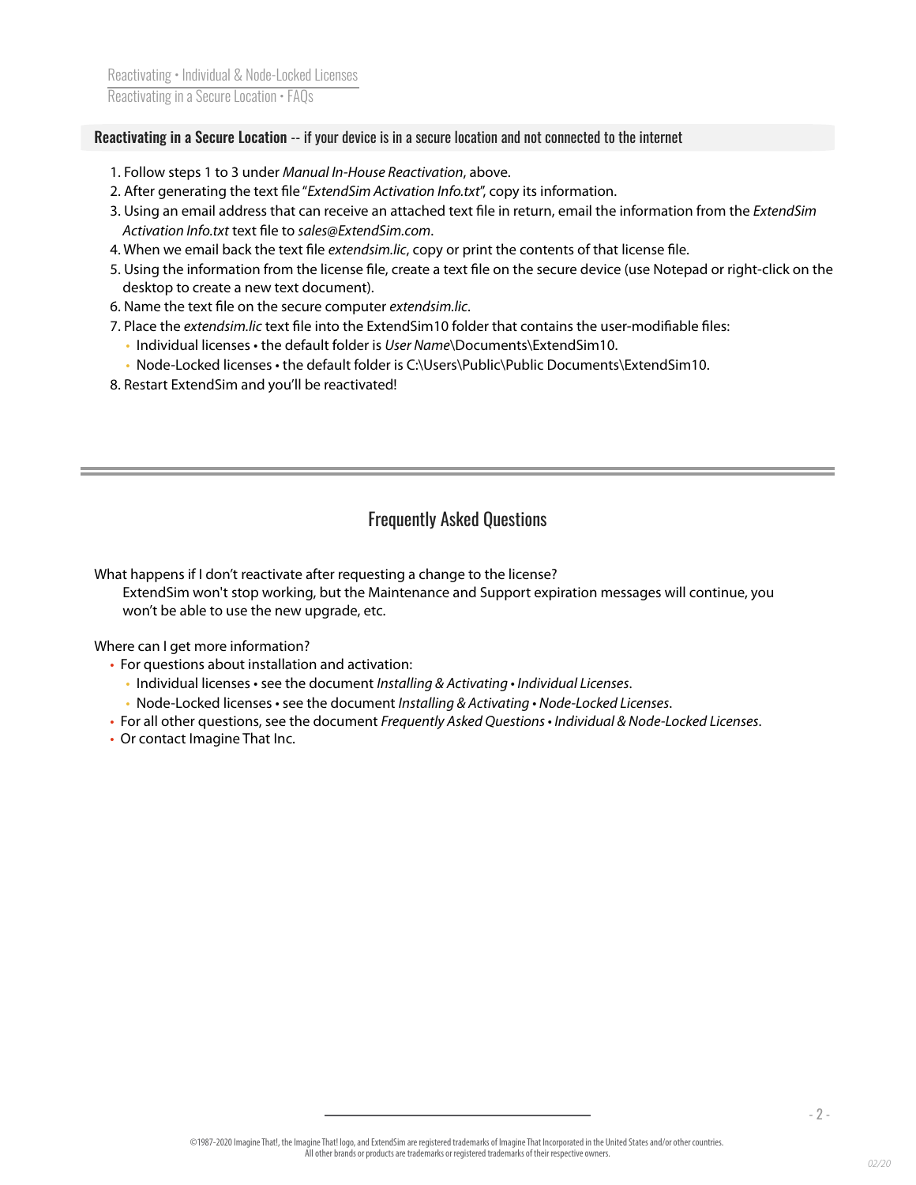Reactivating • Individual & Node-Locked Licenses
Reactivating in a Secure Location • FAQs

**Reactivating in a Secure Location** -- if your device is in a secure location and not connected to the internet

1. Follow steps 1 to 3 under *Manual In-House Reactivation*, above.
2. After generating the text file "*ExtendSim Activation Info.txt*", copy its information.
3. Using an email address that can receive an attached text file in return, email the information from the *ExtendSim Activation Info.txt* text file to *sales@ExtendSim.com*.
4. When we email back the text file *extendsim.lic*, copy or print the contents of that license file.
5. Using the information from the license file, create a text file on the secure device (use Notepad or right-click on the desktop to create a new text document).
6. Name the text file on the secure computer *extendsim.lic*.
7. Place the *extendsim.lic* text file into the ExtendSim10 folder that contains the user-modifiable files:
   - Individual licenses • the default folder is *User Name*\Documents\ExtendSim10.
   - Node-Locked licenses • the default folder is C:\Users\Public\Public Documents\ExtendSim10.
8. Restart ExtendSim and you'll be reactivated!

## Frequently Asked Questions

What happens if I don't reactivate after requesting a change to the license?

ExtendSim won't stop working, but the Maintenance and Support expiration messages will continue, you won't be able to use the new upgrade, etc.

Where can I get more information?

- For questions about installation and activation:
  - Individual licenses • see the document *Installing & Activating • Individual Licenses*.
  - Node-Locked licenses • see the document *Installing & Activating • Node-Locked Licenses*.
- For all other questions, see the document *Frequently Asked Questions • Individual & Node-Locked Licenses*.
- Or contact Imagine That Inc.

©1987-2020 Imagine That!, the Imagine That! logo, and ExtendSim are registered trademarks of Imagine That Incorporated in the United States and/or other countries. All other brands or products are trademarks or registered trademarks of their respective owners.